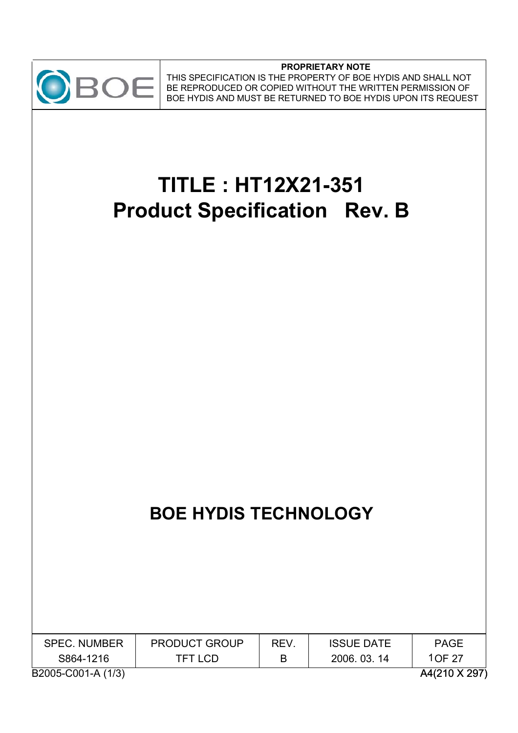**PROPRIETARY NOTE**

THIS SPECIFICATION IS THE PROPERTY OF BOE HYDIS AND SHALL NOT BE REPRODUCED OR COPIED WITHOUT THE WRITTEN PERMISSION OF BOE HYDIS AND MUST BE RETURNED TO BOE HYDIS UPON ITS REQUEST

# TITLE : HT12X21-351
# Product Specification Rev. B

## BOE HYDIS TECHNOLOGY

| SPEC. NUMBER | PRODUCT GROUP | REV. | ISSUE DATE | PAGE |
|---|---|---|---|---|
| S864-1216 | TFT LCD | B | 2006. 03. 14 | 1 OF 27 |

B2005-C001-A (1/3) A4(210 X 297)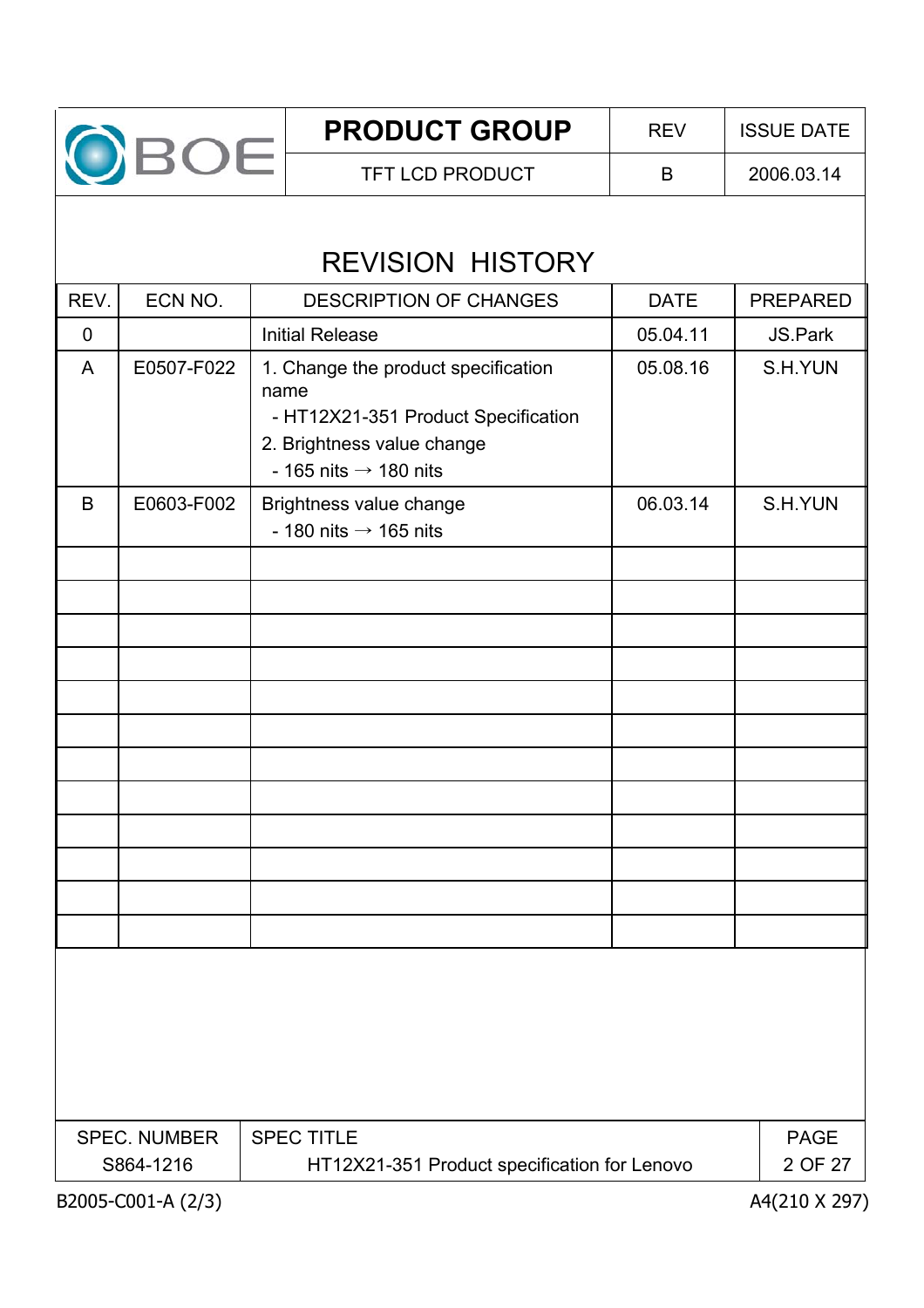# REVISION HISTORY

| REV. | ECN NO. | DESCRIPTION OF CHANGES | DATE | PREPARED |
|---|---|---|---|---|
| 0 | | Initial Release | 05.04.11 | JS.Park |
| A | E0507-F022 | 1. Change the product specification name<br>- HT12X21-351 Product Specification<br>2. Brightness value change<br>- 165 nits → 180 nits | 05.08.16 | S.H.YUN |
| B | E0603-F002 | Brightness value change<br>- 180 nits → 165 nits | 06.03.14 | S.H.YUN |
| | | | | |
| | | | | |
| | | | | |
| | | | | |
| | | | | |
| | | | | |
| | | | | |
| | | | | |
| | | | | |
| | | | | |
| | | | | |
| | | | | |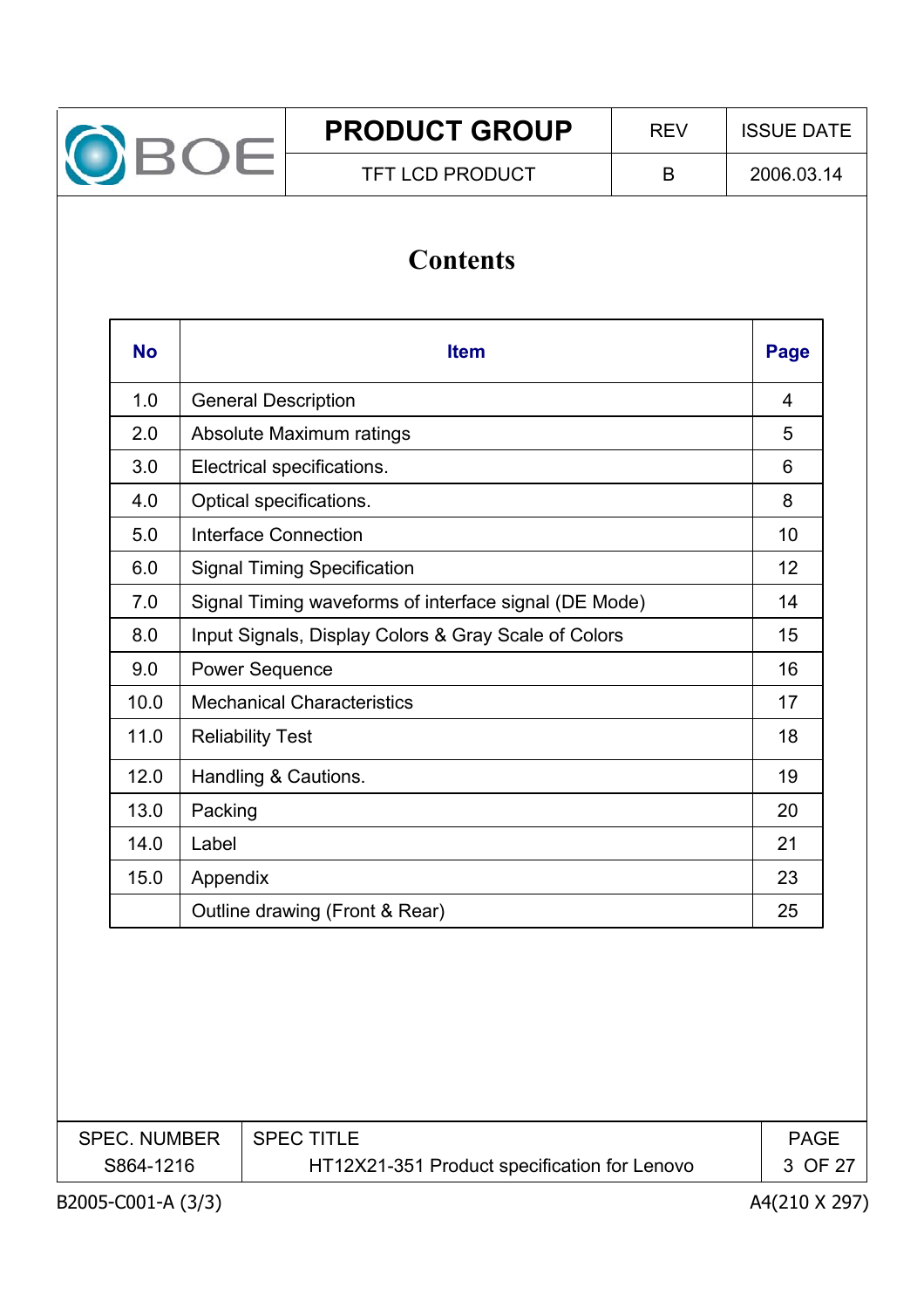# Contents

| No | Item | Page |
|---|---|---|
| 1.0 | General Description | 4 |
| 2.0 | Absolute Maximum ratings | 5 |
| 3.0 | Electrical specifications. | 6 |
| 4.0 | Optical specifications. | 8 |
| 5.0 | Interface Connection | 10 |
| 6.0 | Signal Timing Specification | 12 |
| 7.0 | Signal Timing waveforms of interface signal (DE Mode) | 14 |
| 8.0 | Input Signals, Display Colors & Gray Scale of Colors | 15 |
| 9.0 | Power Sequence | 16 |
| 10.0 | Mechanical Characteristics | 17 |
| 11.0 | Reliability Test | 18 |
| 12.0 | Handling & Cautions. | 19 |
| 13.0 | Packing | 20 |
| 14.0 | Label | 21 |
| 15.0 | Appendix | 23 |
| | Outline drawing (Front & Rear) | 25 |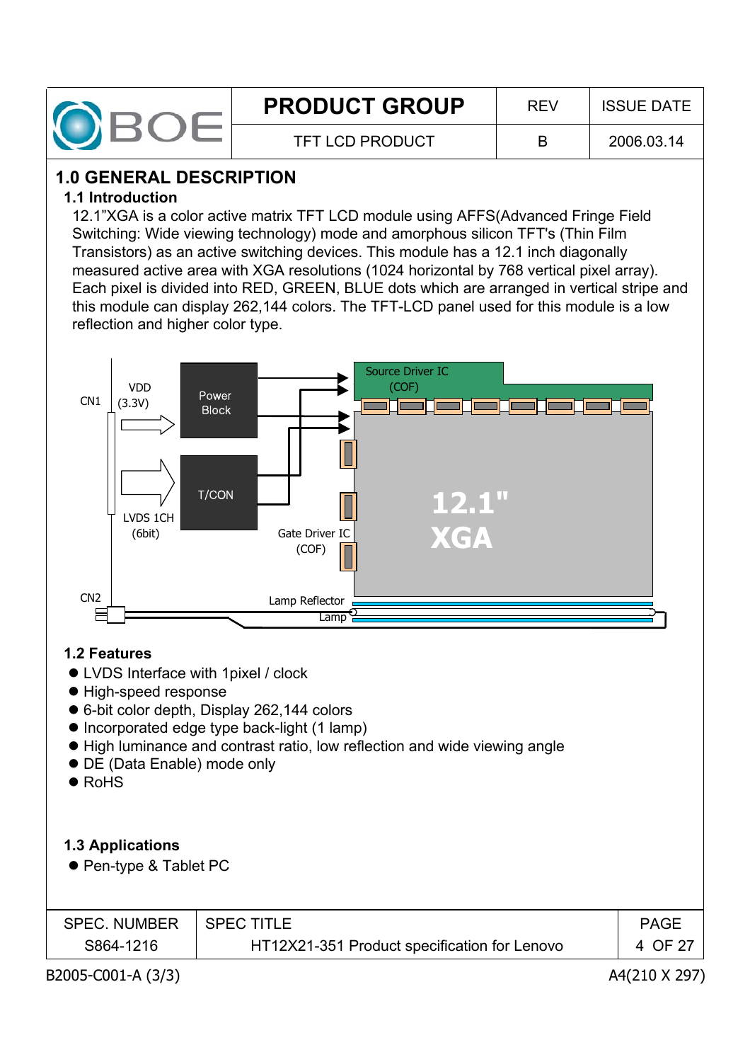# 1.0 GENERAL DESCRIPTION

## 1.1 Introduction

12.1"XGA is a color active matrix TFT LCD module using AFFS(Advanced Fringe Field Switching: Wide viewing technology) mode and amorphous silicon TFT's (Thin Film Transistors) as an active switching devices. This module has a 12.1 inch diagonally measured active area with XGA resolutions (1024 horizontal by 768 vertical pixel array). Each pixel is divided into RED, GREEN, BLUE dots which are arranged in vertical stripe and this module can display 262,144 colors. The TFT-LCD panel used for this module is a low reflection and higher color type.

CN1 VDD (3.3V) Power Block Source Driver IC (COF) LVDS 1CH (6bit) T/CON Gate Driver IC (COF) 12.1" XGA CN2 Lamp Reflector Lamp

## 1.2 Features

- LVDS Interface with 1pixel / clock
- High-speed response
- 6-bit color depth, Display 262,144 colors
- Incorporated edge type back-light (1 lamp)
- High luminance and contrast ratio, low reflection and wide viewing angle
- DE (Data Enable) mode only
- RoHS

## 1.3 Applications

- Pen-type & Tablet PC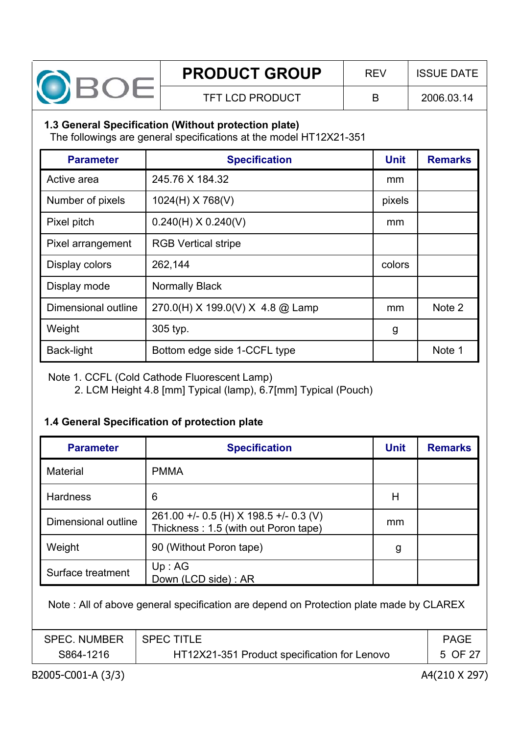### 1.3 General Specification (Without protection plate)

The followings are general specifications at the model HT12X21-351

| Parameter | Specification | Unit | Remarks |
|---|---|---|---|
| Active area | 245.76 X 184.32 | mm | |
| Number of pixels | 1024(H) X 768(V) | pixels | |
| Pixel pitch | 0.240(H) X 0.240(V) | mm | |
| Pixel arrangement | RGB Vertical stripe | | |
| Display colors | 262,144 | colors | |
| Display mode | Normally Black | | |
| Dimensional outline | 270.0(H) X 199.0(V) X 4.8 @ Lamp | mm | Note 2 |
| Weight | 305 typ. | g | |
| Back-light | Bottom edge side 1-CCFL type | | Note 1 |

Note 1. CCFL (Cold Cathode Fluorescent Lamp)
2. LCM Height 4.8 [mm] Typical (lamp), 6.7[mm] Typical (Pouch)

### 1.4 General Specification of protection plate

| Parameter | Specification | Unit | Remarks |
|---|---|---|---|
| Material | PMMA | | |
| Hardness | 6 | H | |
| Dimensional outline | 261.00 +/- 0.5 (H) X 198.5 +/- 0.3 (V)<br>Thickness : 1.5 (with out Poron tape) | mm | |
| Weight | 90 (Without Poron tape) | g | |
| Surface treatment | Up : AG<br>Down (LCD side) : AR | | |

Note : All of above general specification are depend on Protection plate made by CLAREX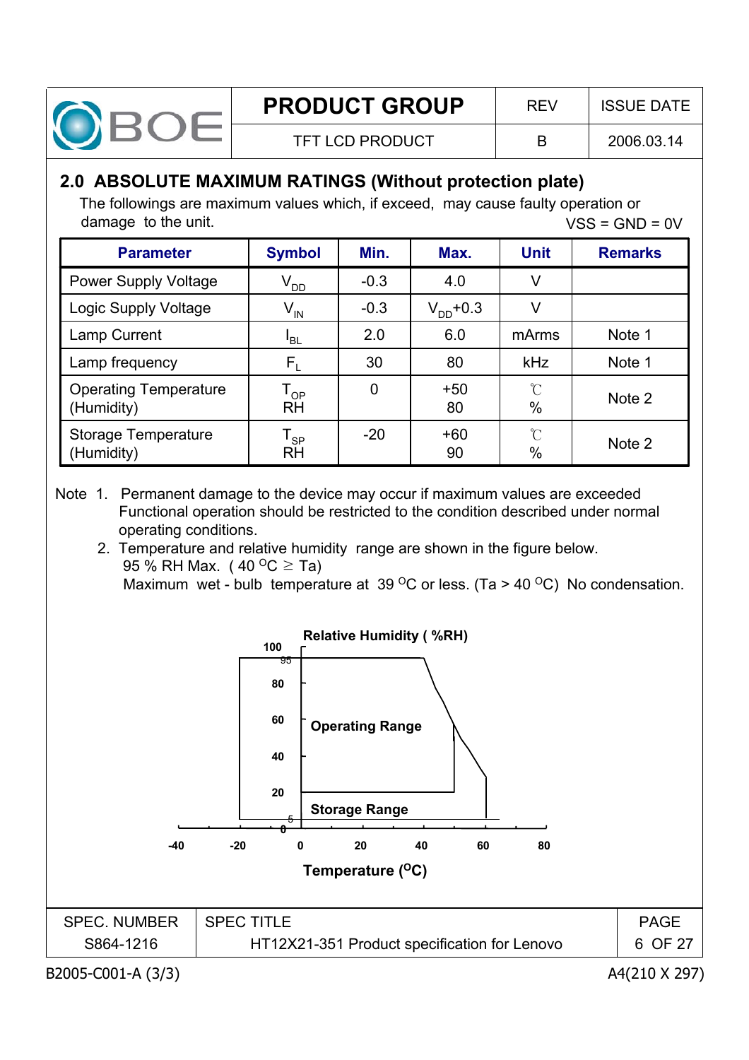## 2.0 ABSOLUTE MAXIMUM RATINGS (Without protection plate)

The followings are maximum values which, if exceed, may cause faulty operation or damage to the unit.

VSS = GND = 0V

| Parameter | Symbol | Min. | Max. | Unit | Remarks |
|---|---|---|---|---|---|
| Power Supply Voltage | $V_{DD}$ | -0.3 | 4.0 | V | |
| Logic Supply Voltage | $V_{IN}$ | -0.3 | $V_{DD}$+0.3 | V | |
| Lamp Current | $I_{BL}$ | 2.0 | 6.0 | mArms | Note 1 |
| Lamp frequency | $F_L$ | 30 | 80 | kHz | Note 1 |
| Operating Temperature (Humidity) | $T_{OP}$ RH | 0 | +50 80 | ℃ % | Note 2 |
| Storage Temperature (Humidity) | $T_{SP}$ RH | -20 | +60 90 | ℃ % | Note 2 |

Note 1. Permanent damage to the device may occur if maximum values are exceeded Functional operation should be restricted to the condition described under normal operating conditions.

2. Temperature and relative humidity range are shown in the figure below.
   95 % RH Max. ( 40 $^{O}$C ≥ Ta)
   Maximum wet - bulb temperature at 39 $^{O}$C or less. (Ta > 40 $^{O}$C) No condensation.

Relative Humidity ( %RH)

Operating Range

Storage Range

Temperature ($^{O}$C)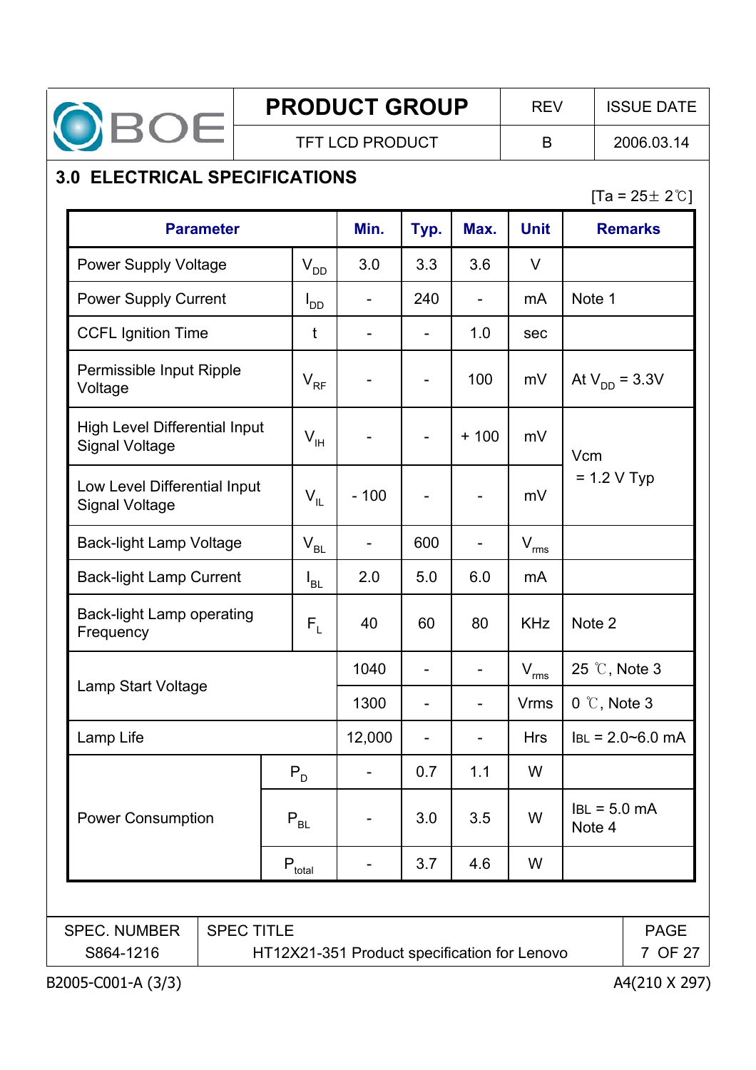## 3.0 ELECTRICAL SPECIFICATIONS

[Ta = 25± 2℃]

| Parameter | | Min. | Typ. | Max. | Unit | Remarks |
|---|---|---|---|---|---|---|
| Power Supply Voltage | $V_{DD}$ | 3.0 | 3.3 | 3.6 | V | |
| Power Supply Current | $I_{DD}$ | - | 240 | - | mA | Note 1 |
| CCFL Ignition Time | t | - | - | 1.0 | sec | |
| Permissible Input Ripple Voltage | $V_{RF}$ | - | - | 100 | mV | At $V_{DD}$ = 3.3V |
| High Level Differential Input Signal Voltage | $V_{IH}$ | - | - | + 100 | mV | Vcm = 1.2 V Typ |
| Low Level Differential Input Signal Voltage | $V_{IL}$ | - 100 | - | - | mV | Vcm = 1.2 V Typ |
| Back-light Lamp Voltage | $V_{BL}$ | - | 600 | - | $V_{rms}$ | |
| Back-light Lamp Current | $I_{BL}$ | 2.0 | 5.0 | 6.0 | mA | |
| Back-light Lamp operating Frequency | $F_L$ | 40 | 60 | 80 | KHz | Note 2 |
| Lamp Start Voltage | | 1040 | - | - | $V_{rms}$ | 25 ℃, Note 3 |
| | | 1300 | - | - | Vrms | 0 ℃, Note 3 |
| Lamp Life | | 12,000 | - | - | Hrs | IBL = 2.0~6.0 mA |
| Power Consumption | $P_D$ | - | 0.7 | 1.1 | W | |
| | $P_{BL}$ | - | 3.0 | 3.5 | W | IBL = 5.0 mA Note 4 |
| | $P_{total}$ | - | 3.7 | 4.6 | W | |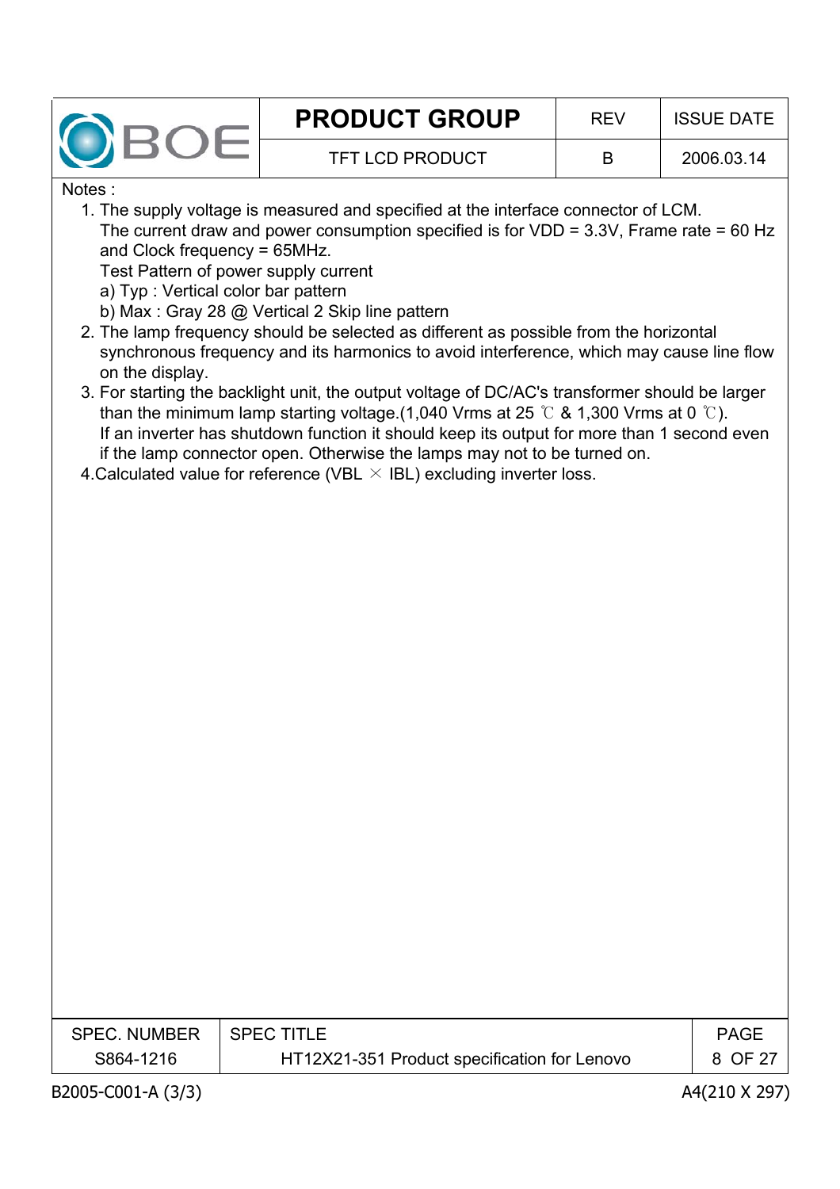Notes :

1. The supply voltage is measured and specified at the interface connector of LCM.
   The current draw and power consumption specified is for VDD = 3.3V, Frame rate = 60 Hz and Clock frequency = 65MHz.
   Test Pattern of power supply current
   a) Typ : Vertical color bar pattern
   b) Max : Gray 28 @ Vertical 2 Skip line pattern
2. The lamp frequency should be selected as different as possible from the horizontal synchronous frequency and its harmonics to avoid interference, which may cause line flow on the display.
3. For starting the backlight unit, the output voltage of DC/AC's transformer should be larger than the minimum lamp starting voltage.(1,040 Vrms at 25 ℃ & 1,300 Vrms at 0 ℃).
   If an inverter has shutdown function it should keep its output for more than 1 second even if the lamp connector open. Otherwise the lamps may not to be turned on.
4. Calculated value for reference (VBL × IBL) excluding inverter loss.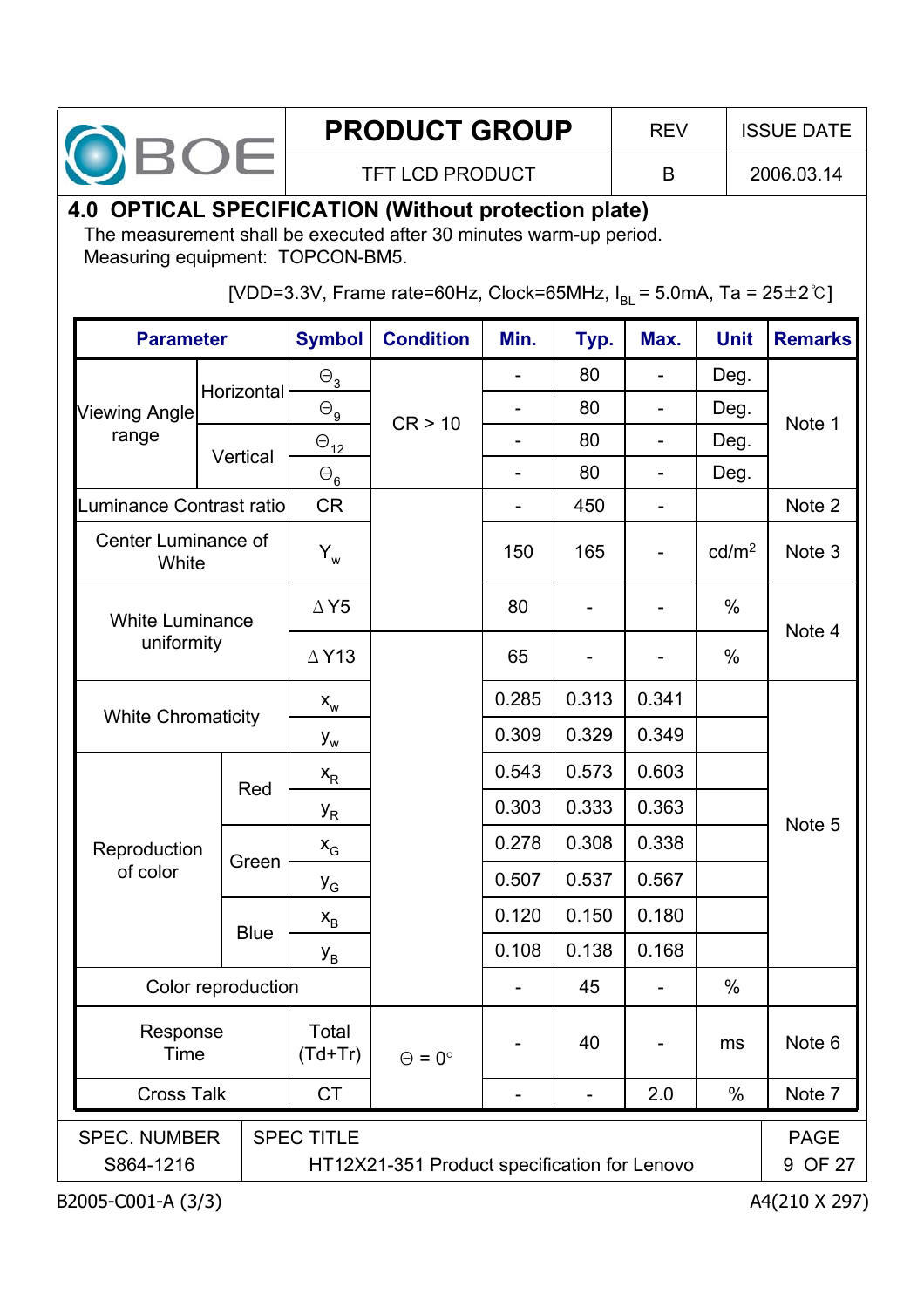## 4.0 OPTICAL SPECIFICATION (Without protection plate)

The measurement shall be executed after 30 minutes warm-up period.
Measuring equipment: TOPCON-BM5.

[VDD=3.3V, Frame rate=60Hz, Clock=65MHz, $I_{BL}$ = 5.0mA, Ta = 25±2℃]

| Parameter | | Symbol | Condition | Min. | Typ. | Max. | Unit | Remarks |
|---|---|---|---|---|---|---|---|---|
| Viewing Angle range | Horizontal | $\Theta_3$ | CR > 10 | - | 80 | - | Deg. | Note 1 |
| | | $\Theta_9$ | | - | 80 | - | Deg. | |
| | Vertical | $\Theta_{12}$ | | - | 80 | - | Deg. | |
| | | $\Theta_6$ | | - | 80 | - | Deg. | |
| Luminance Contrast ratio | | CR | | - | 450 | - | | Note 2 |
| Center Luminance of White | | $Y_w$ | | 150 | 165 | - | cd/m$^2$ | Note 3 |
| White Luminance uniformity | | ΔY5 | | 80 | - | - | % | Note 4 |
| | | ΔY13 | | 65 | - | - | % | |
| White Chromaticity | | $x_w$ | | 0.285 | 0.313 | 0.341 | | Note 5 |
| | | $y_w$ | | 0.309 | 0.329 | 0.349 | | |
| Reproduction of color | Red | $x_R$ | | 0.543 | 0.573 | 0.603 | | |
| | | $y_R$ | | 0.303 | 0.333 | 0.363 | | |
| | Green | $x_G$ | | 0.278 | 0.308 | 0.338 | | |
| | | $y_G$ | | 0.507 | 0.537 | 0.567 | | |
| | Blue | $x_B$ | | 0.120 | 0.150 | 0.180 | | |
| | | $y_B$ | | 0.108 | 0.138 | 0.168 | | |
| Color reproduction | | | | - | 45 | - | % | |
| Response Time | | Total (Td+Tr) | $\Theta$ = 0° | - | 40 | - | ms | Note 6 |
| Cross Talk | | CT | | - | - | 2.0 | % | Note 7 |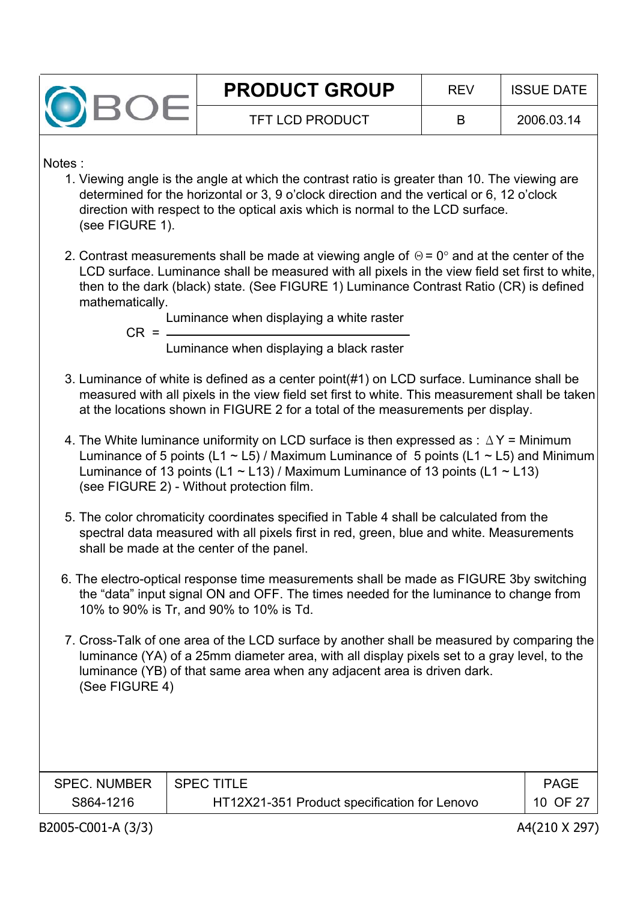Notes :

1. Viewing angle is the angle at which the contrast ratio is greater than 10. The viewing are determined for the horizontal or 3, 9 o'clock direction and the vertical or 6, 12 o'clock direction with respect to the optical axis which is normal to the LCD surface. (see FIGURE 1).

2. Contrast measurements shall be made at viewing angle of $\Theta = 0°$ and at the center of the LCD surface. Luminance shall be measured with all pixels in the view field set first to white, then to the dark (black) state. (See FIGURE 1) Luminance Contrast Ratio (CR) is defined mathematically.

$$CR = \frac{\text{Luminance when displaying a white raster}}{\text{Luminance when displaying a black raster}}$$

3. Luminance of white is defined as a center point(#1) on LCD surface. Luminance shall be measured with all pixels in the view field set first to white. This measurement shall be taken at the locations shown in FIGURE 2 for a total of the measurements per display.

4. The White luminance uniformity on LCD surface is then expressed as : $\Delta Y$ = Minimum Luminance of 5 points (L1 ~ L5) / Maximum Luminance of 5 points (L1 ~ L5) and Minimum Luminance of 13 points (L1 ~ L13) / Maximum Luminance of 13 points (L1 ~ L13) (see FIGURE 2) - Without protection film.

5. The color chromaticity coordinates specified in Table 4 shall be calculated from the spectral data measured with all pixels first in red, green, blue and white. Measurements shall be made at the center of the panel.

6. The electro-optical response time measurements shall be made as FIGURE 3by switching the "data" input signal ON and OFF. The times needed for the luminance to change from 10% to 90% is Tr, and 90% to 10% is Td.

7. Cross-Talk of one area of the LCD surface by another shall be measured by comparing the luminance (YA) of a 25mm diameter area, with all display pixels set to a gray level, to the luminance (YB) of that same area when any adjacent area is driven dark. (See FIGURE 4)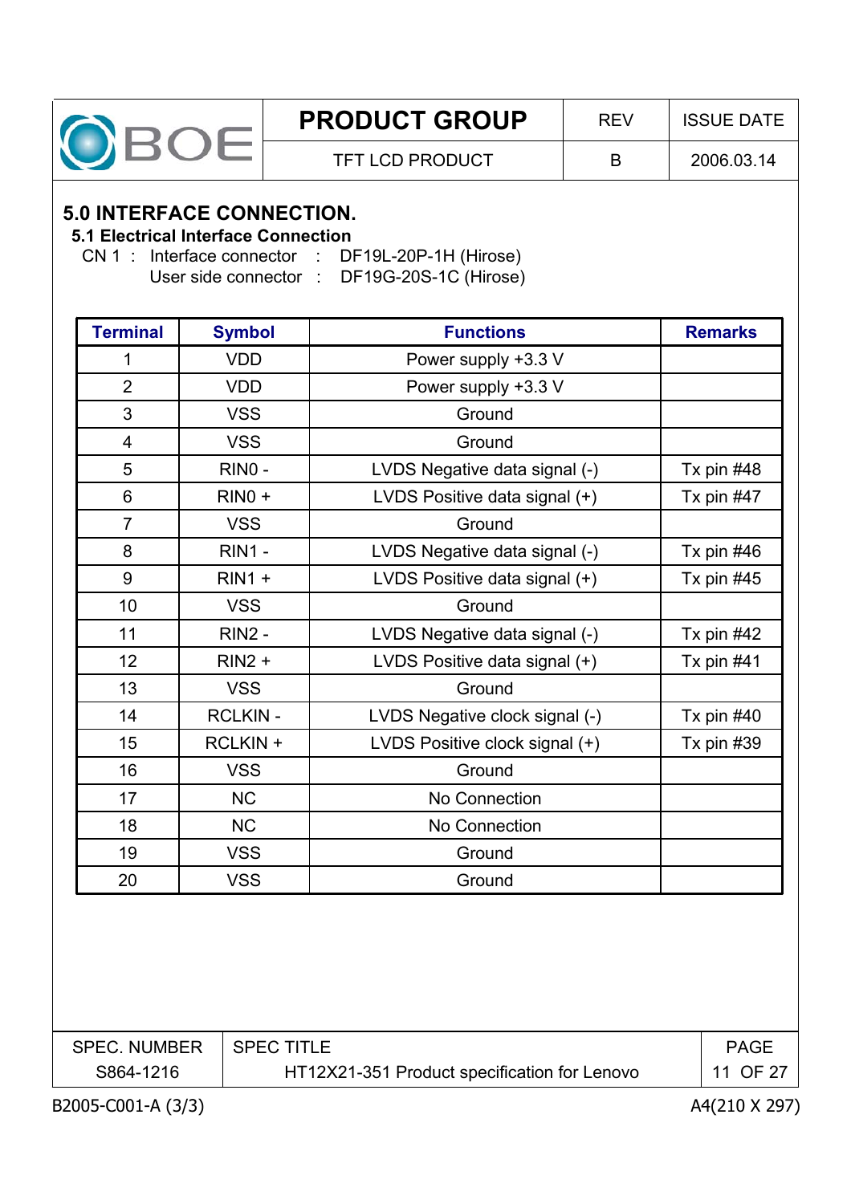# 5.0 INTERFACE CONNECTION.

## 5.1 Electrical Interface Connection

CN 1 : Interface connector : DF19L-20P-1H (Hirose)
User side connector : DF19G-20S-1C (Hirose)

| Terminal | Symbol | Functions | Remarks |
|---|---|---|---|
| 1 | VDD | Power supply +3.3 V | |
| 2 | VDD | Power supply +3.3 V | |
| 3 | VSS | Ground | |
| 4 | VSS | Ground | |
| 5 | RIN0 - | LVDS Negative data signal (-) | Tx pin #48 |
| 6 | RIN0 + | LVDS Positive data signal (+) | Tx pin #47 |
| 7 | VSS | Ground | |
| 8 | RIN1 - | LVDS Negative data signal (-) | Tx pin #46 |
| 9 | RIN1 + | LVDS Positive data signal (+) | Tx pin #45 |
| 10 | VSS | Ground | |
| 11 | RIN2 - | LVDS Negative data signal (-) | Tx pin #42 |
| 12 | RIN2 + | LVDS Positive data signal (+) | Tx pin #41 |
| 13 | VSS | Ground | |
| 14 | RCLKIN - | LVDS Negative clock signal (-) | Tx pin #40 |
| 15 | RCLKIN + | LVDS Positive clock signal (+) | Tx pin #39 |
| 16 | VSS | Ground | |
| 17 | NC | No Connection | |
| 18 | NC | No Connection | |
| 19 | VSS | Ground | |
| 20 | VSS | Ground | |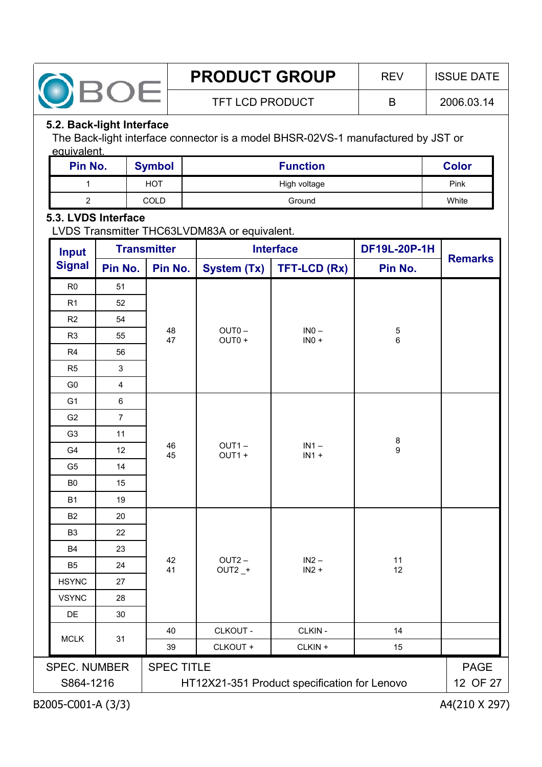## 5.2. Back-light Interface

The Back-light interface connector is a model BHSR-02VS-1 manufactured by JST or equivalent.

| Pin No. | Symbol | Function | Color |
|---|---|---|---|
| 1 | HOT | High voltage | Pink |
| 2 | COLD | Ground | White |

## 5.3. LVDS Interface

LVDS Transmitter THC63LVDM83A or equivalent.

| Input Signal | Transmitter | | Interface | | DF19L-20P-1H | Remarks |
|---|---|---|---|---|---|---|
| | Pin No. | Pin No. | System (Tx) | TFT-LCD (Rx) | Pin No. | |
| R0 | 51 | 48<br>47 | OUT0 –<br>OUT0 + | IN0 –<br>IN0 + | 5<br>6 | |
| R1 | 52 | | | | | |
| R2 | 54 | | | | | |
| R3 | 55 | | | | | |
| R4 | 56 | | | | | |
| R5 | 3 | | | | | |
| G0 | 4 | | | | | |
| G1 | 6 | 46<br>45 | OUT1 –<br>OUT1 + | IN1 –<br>IN1 + | 8<br>9 | |
| G2 | 7 | | | | | |
| G3 | 11 | | | | | |
| G4 | 12 | | | | | |
| G5 | 14 | | | | | |
| B0 | 15 | | | | | |
| B1 | 19 | | | | | |
| B2 | 20 | 42<br>41 | OUT2 –<br>OUT2 _+ | IN2 –<br>IN2 + | 11<br>12 | |
| B3 | 22 | | | | | |
| B4 | 23 | | | | | |
| B5 | 24 | | | | | |
| HSYNC | 27 | | | | | |
| VSYNC | 28 | | | | | |
| DE | 30 | | | | | |
| MCLK | 31 | 40 | CLKOUT - | CLKIN - | 14 | |
| | | 39 | CLKOUT + | CLKIN + | 15 | |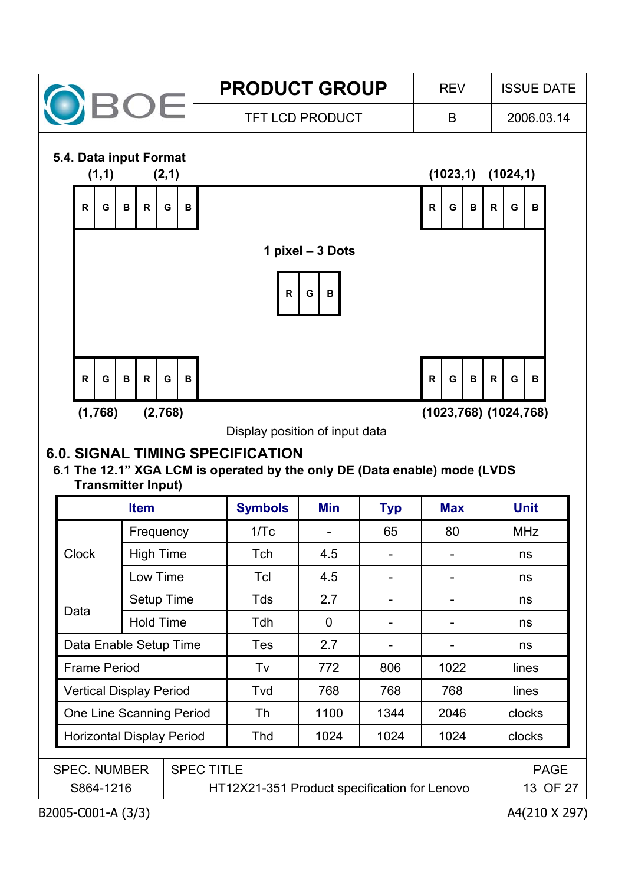### 5.4. Data input Format

(1,1) (2,1) (1023,1) (1024,1)

| R | G | B | R | G | B | ... | R | G | B | R | G | B |
|---|---|---|---|---|---|---|---|---|---|---|---|---|

1 pixel – 3 Dots

| R | G | B |
|---|---|---|

| R | G | B | R | G | B | ... | R | G | B | R | G | B |
|---|---|---|---|---|---|---|---|---|---|---|---|---|

(1,768) (2,768) (1023,768) (1024,768)

Display position of input data

## 6.0. SIGNAL TIMING SPECIFICATION

### 6.1 The 12.1" XGA LCM is operated by the only DE (Data enable) mode (LVDS Transmitter Input)

| Item | | Symbols | Min | Typ | Max | Unit |
|---|---|---|---|---|---|---|
| Clock | Frequency | 1/Tc | - | 65 | 80 | MHz |
| | High Time | Tch | 4.5 | - | - | ns |
| | Low Time | Tcl | 4.5 | - | - | ns |
| Data | Setup Time | Tds | 2.7 | - | - | ns |
| | Hold Time | Tdh | 0 | - | - | ns |
| Data Enable Setup Time | | Tes | 2.7 | - | - | ns |
| Frame Period | | Tv | 772 | 806 | 1022 | lines |
| Vertical Display Period | | Tvd | 768 | 768 | 768 | lines |
| One Line Scanning Period | | Th | 1100 | 1344 | 2046 | clocks |
| Horizontal Display Period | | Thd | 1024 | 1024 | 1024 | clocks |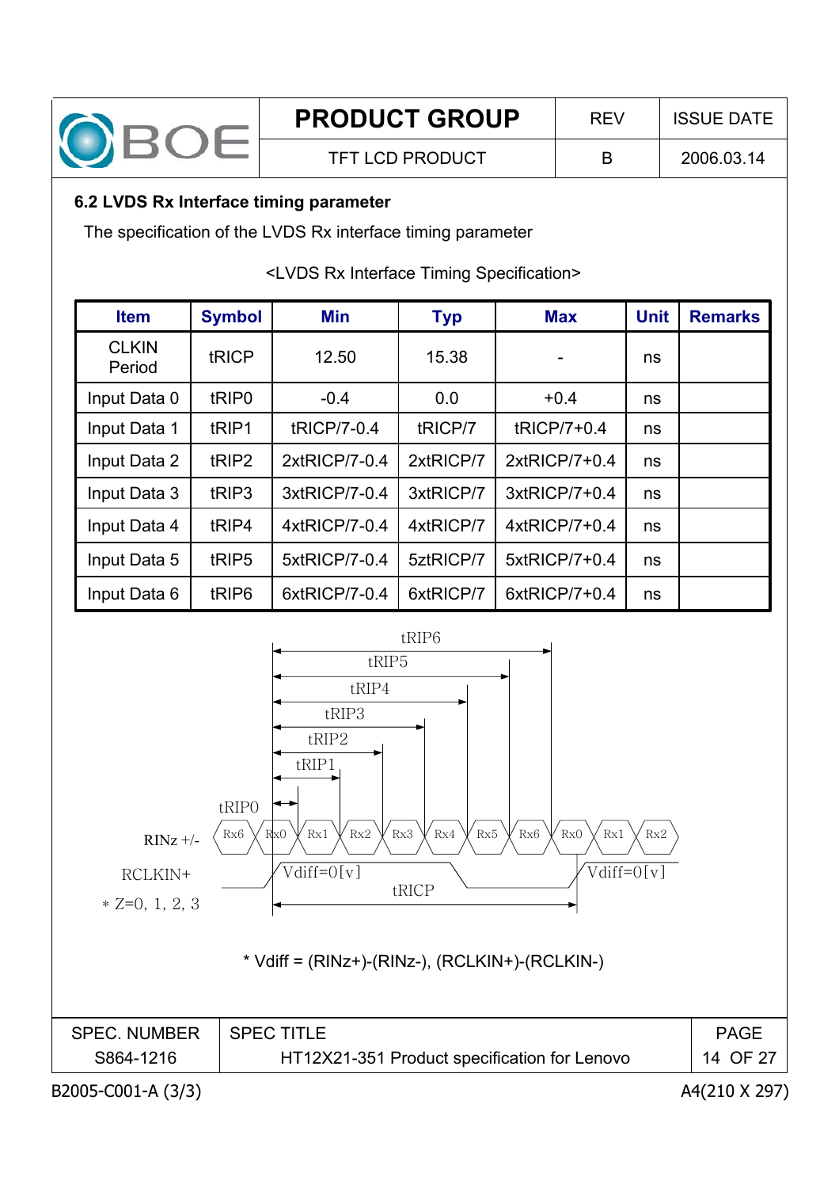### 6.2 LVDS Rx Interface timing parameter

The specification of the LVDS Rx interface timing parameter

<LVDS Rx Interface Timing Specification>

| Item | Symbol | Min | Typ | Max | Unit | Remarks |
|---|---|---|---|---|---|---|
| CLKIN Period | tRICP | 12.50 | 15.38 | - | ns | |
| Input Data 0 | tRIP0 | -0.4 | 0.0 | +0.4 | ns | |
| Input Data 1 | tRIP1 | tRICP/7-0.4 | tRICP/7 | tRICP/7+0.4 | ns | |
| Input Data 2 | tRIP2 | 2xtRICP/7-0.4 | 2xtRICP/7 | 2xtRICP/7+0.4 | ns | |
| Input Data 3 | tRIP3 | 3xtRICP/7-0.4 | 3xtRICP/7 | 3xtRICP/7+0.4 | ns | |
| Input Data 4 | tRIP4 | 4xtRICP/7-0.4 | 4xtRICP/7 | 4xtRICP/7+0.4 | ns | |
| Input Data 5 | tRIP5 | 5xtRICP/7-0.4 | 5ztRICP/7 | 5xtRICP/7+0.4 | ns | |
| Input Data 6 | tRIP6 | 6xtRICP/7-0.4 | 6xtRICP/7 | 6xtRICP/7+0.4 | ns | |

tRIP6, tRIP5, tRIP4, tRIP3, tRIP2, tRIP1, tRIP0

RINz +/- : Rx6, Rx0, Rx1, Rx2, Rx3, Rx4, Rx5, Rx6, Rx0, Rx1, Rx2

RCLKIN+ : Vdiff=0[v], tRICP, Vdiff=0[v]

* Z=0, 1, 2, 3

* Vdiff = (RINz+)-(RINz-), (RCLKIN+)-(RCLKIN-)

| SPEC. NUMBER | SPEC TITLE |
|---|---|
| S864-1216 | HT12X21-351 Product specification for Lenovo |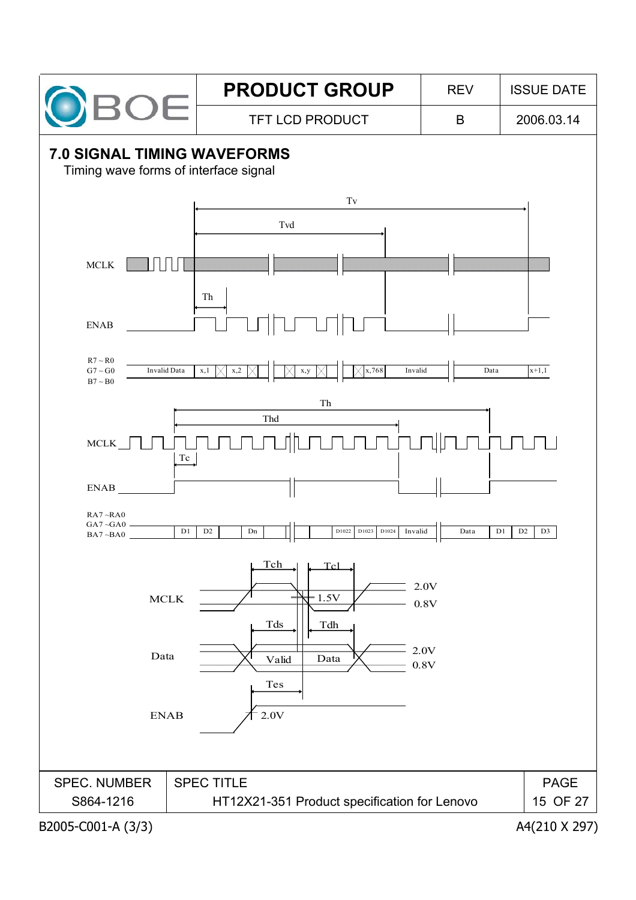## 7.0 SIGNAL TIMING WAVEFORMS

Timing wave forms of interface signal

Tv

Tvd

MCLK

Th

ENAB

R7 ~ R0
G7 ~ G0
B7 ~ B0

Invalid Data | x,1 | x,2 | x,y | x,768 | Invalid | Data | x+1,1

Th

Thd

MCLK

Tc

ENAB

RA7 ~RA0
GA7 ~GA0
BA7 ~BA0

D1 | D2 | Dn | D1022 | D1023 | D1024 | Invalid | Data | D1 | D2 | D3

Tch Tcl

MCLK 1.5V 2.0V 0.8V

Tds Tdh

Data Valid Data 2.0V 0.8V

Tes

ENAB 2.0V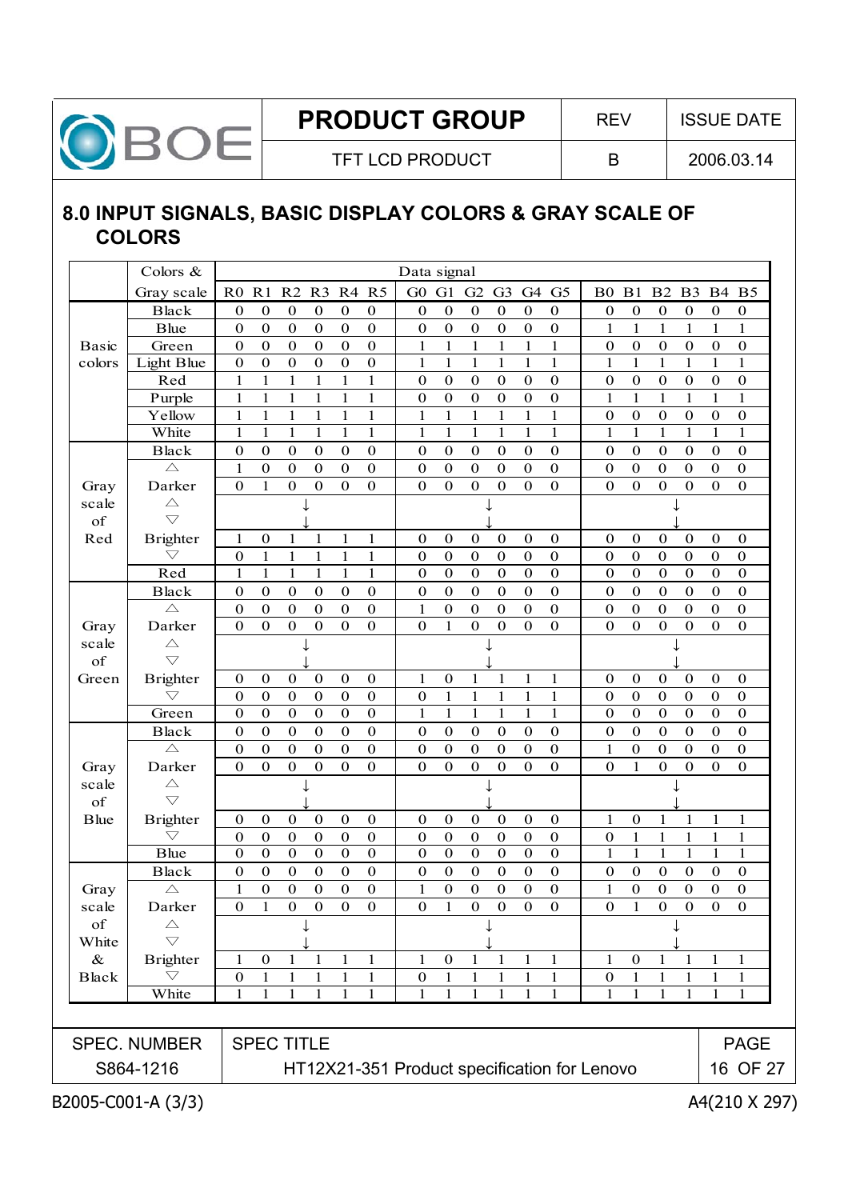## 8.0 INPUT SIGNALS, BASIC DISPLAY COLORS & GRAY SCALE OF COLORS

| | Colors & Gray scale | R0 | R1 | R2 | R3 | R4 | R5 | G0 | G1 | G2 | G3 | G4 | G5 | B0 | B1 | B2 | B3 | B4 | B5 |
|---|---|---|---|---|---|---|---|---|---|---|---|---|---|---|---|---|---|---|---|
| Basic colors | Black | 0 | 0 | 0 | 0 | 0 | 0 | 0 | 0 | 0 | 0 | 0 | 0 | 0 | 0 | 0 | 0 | 0 | 0 |
| | Blue | 0 | 0 | 0 | 0 | 0 | 0 | 0 | 0 | 0 | 0 | 0 | 0 | 1 | 1 | 1 | 1 | 1 | 1 |
| | Green | 0 | 0 | 0 | 0 | 0 | 0 | 1 | 1 | 1 | 1 | 1 | 1 | 0 | 0 | 0 | 0 | 0 | 0 |
| | Light Blue | 0 | 0 | 0 | 0 | 0 | 0 | 1 | 1 | 1 | 1 | 1 | 1 | 1 | 1 | 1 | 1 | 1 | 1 |
| | Red | 1 | 1 | 1 | 1 | 1 | 1 | 0 | 0 | 0 | 0 | 0 | 0 | 0 | 0 | 0 | 0 | 0 | 0 |
| | Purple | 1 | 1 | 1 | 1 | 1 | 1 | 0 | 0 | 0 | 0 | 0 | 0 | 1 | 1 | 1 | 1 | 1 | 1 |
| | Yellow | 1 | 1 | 1 | 1 | 1 | 1 | 1 | 1 | 1 | 1 | 1 | 1 | 0 | 0 | 0 | 0 | 0 | 0 |
| | White | 1 | 1 | 1 | 1 | 1 | 1 | 1 | 1 | 1 | 1 | 1 | 1 | 1 | 1 | 1 | 1 | 1 | 1 |
| Gray scale of Red | Black | 0 | 0 | 0 | 0 | 0 | 0 | 0 | 0 | 0 | 0 | 0 | 0 | 0 | 0 | 0 | 0 | 0 | 0 |
| | △ | 1 | 0 | 0 | 0 | 0 | 0 | 0 | 0 | 0 | 0 | 0 | 0 | 0 | 0 | 0 | 0 | 0 | 0 |
| | Darker | 0 | 1 | 0 | 0 | 0 | 0 | 0 | 0 | 0 | 0 | 0 | 0 | 0 | 0 | 0 | 0 | 0 | 0 |
| | △ | | | ↓ | | | | | | ↓ | | | | | | ↓ | | | |
| | ▽ | | | ↓ | | | | | | ↓ | | | | | | ↓ | | | |
| | Brighter | 1 | 0 | 1 | 1 | 1 | 1 | 0 | 0 | 0 | 0 | 0 | 0 | 0 | 0 | 0 | 0 | 0 | 0 |
| | ▽ | 0 | 1 | 1 | 1 | 1 | 1 | 0 | 0 | 0 | 0 | 0 | 0 | 0 | 0 | 0 | 0 | 0 | 0 |
| | Red | 1 | 1 | 1 | 1 | 1 | 1 | 0 | 0 | 0 | 0 | 0 | 0 | 0 | 0 | 0 | 0 | 0 | 0 |
| Gray scale of Green | Black | 0 | 0 | 0 | 0 | 0 | 0 | 0 | 0 | 0 | 0 | 0 | 0 | 0 | 0 | 0 | 0 | 0 | 0 |
| | △ | 0 | 0 | 0 | 0 | 0 | 0 | 1 | 0 | 0 | 0 | 0 | 0 | 0 | 0 | 0 | 0 | 0 | 0 |
| | Darker | 0 | 0 | 0 | 0 | 0 | 0 | 0 | 1 | 0 | 0 | 0 | 0 | 0 | 0 | 0 | 0 | 0 | 0 |
| | △ | | | ↓ | | | | | | ↓ | | | | | | ↓ | | | |
| | ▽ | | | ↓ | | | | | | ↓ | | | | | | ↓ | | | |
| | Brighter | 0 | 0 | 0 | 0 | 0 | 0 | 1 | 0 | 1 | 1 | 1 | 1 | 0 | 0 | 0 | 0 | 0 | 0 |
| | ▽ | 0 | 0 | 0 | 0 | 0 | 0 | 0 | 1 | 1 | 1 | 1 | 1 | 0 | 0 | 0 | 0 | 0 | 0 |
| | Green | 0 | 0 | 0 | 0 | 0 | 0 | 1 | 1 | 1 | 1 | 1 | 1 | 0 | 0 | 0 | 0 | 0 | 0 |
| Gray scale of Blue | Black | 0 | 0 | 0 | 0 | 0 | 0 | 0 | 0 | 0 | 0 | 0 | 0 | 0 | 0 | 0 | 0 | 0 | 0 |
| | △ | 0 | 0 | 0 | 0 | 0 | 0 | 0 | 0 | 0 | 0 | 0 | 0 | 1 | 0 | 0 | 0 | 0 | 0 |
| | Darker | 0 | 0 | 0 | 0 | 0 | 0 | 0 | 0 | 0 | 0 | 0 | 0 | 0 | 1 | 0 | 0 | 0 | 0 |
| | △ | | | ↓ | | | | | | ↓ | | | | | | ↓ | | | |
| | ▽ | | | ↓ | | | | | | ↓ | | | | | | ↓ | | | |
| | Brighter | 0 | 0 | 0 | 0 | 0 | 0 | 0 | 0 | 0 | 0 | 0 | 0 | 1 | 0 | 1 | 1 | 1 | 1 |
| | ▽ | 0 | 0 | 0 | 0 | 0 | 0 | 0 | 0 | 0 | 0 | 0 | 0 | 0 | 1 | 1 | 1 | 1 | 1 |
| | Blue | 0 | 0 | 0 | 0 | 0 | 0 | 0 | 0 | 0 | 0 | 0 | 0 | 1 | 1 | 1 | 1 | 1 | 1 |
| Gray scale of White & Black | Black | 0 | 0 | 0 | 0 | 0 | 0 | 0 | 0 | 0 | 0 | 0 | 0 | 0 | 0 | 0 | 0 | 0 | 0 |
| | △ | 1 | 0 | 0 | 0 | 0 | 0 | 1 | 0 | 0 | 0 | 0 | 0 | 1 | 0 | 0 | 0 | 0 | 0 |
| | Darker | 0 | 1 | 0 | 0 | 0 | 0 | 0 | 1 | 0 | 0 | 0 | 0 | 0 | 1 | 0 | 0 | 0 | 0 |
| | △ | | | ↓ | | | | | | ↓ | | | | | | ↓ | | | |
| | ▽ | | | ↓ | | | | | | ↓ | | | | | | ↓ | | | |
| | Brighter | 1 | 0 | 1 | 1 | 1 | 1 | 1 | 0 | 1 | 1 | 1 | 1 | 1 | 0 | 1 | 1 | 1 | 1 |
| | ▽ | 0 | 1 | 1 | 1 | 1 | 1 | 0 | 1 | 1 | 1 | 1 | 1 | 0 | 1 | 1 | 1 | 1 | 1 |
| | White | 1 | 1 | 1 | 1 | 1 | 1 | 1 | 1 | 1 | 1 | 1 | 1 | 1 | 1 | 1 | 1 | 1 | 1 |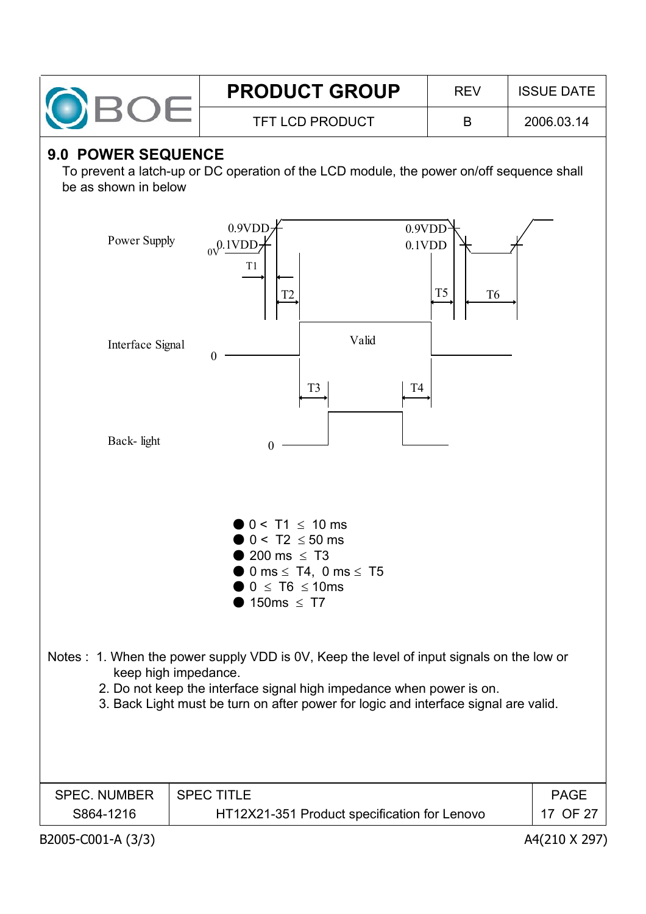## 9.0 POWER SEQUENCE

To prevent a latch-up or DC operation of the LCD module, the power on/off sequence shall be as shown in below

Power Supply — 0.9VDD, 0.1VDD, 0V, T1, T2, T5, T6, 0.9VDD, 0.1VDD

Interface Signal — 0, Valid, T3, T4

Back- light — 0

- $0 < T1 \leq 10$ ms
- $0 < T2 \leq 50$ ms
- $200$ ms $\leq T3$
- $0$ ms $\leq T4$, $0$ ms $\leq T5$
- $0 \leq T6 \leq 10$ms
- $150$ms $\leq T7$

Notes :
1. When the power supply VDD is 0V, Keep the level of input signals on the low or keep high impedance.
2. Do not keep the interface signal high impedance when power is on.
3. Back Light must be turn on after power for logic and interface signal are valid.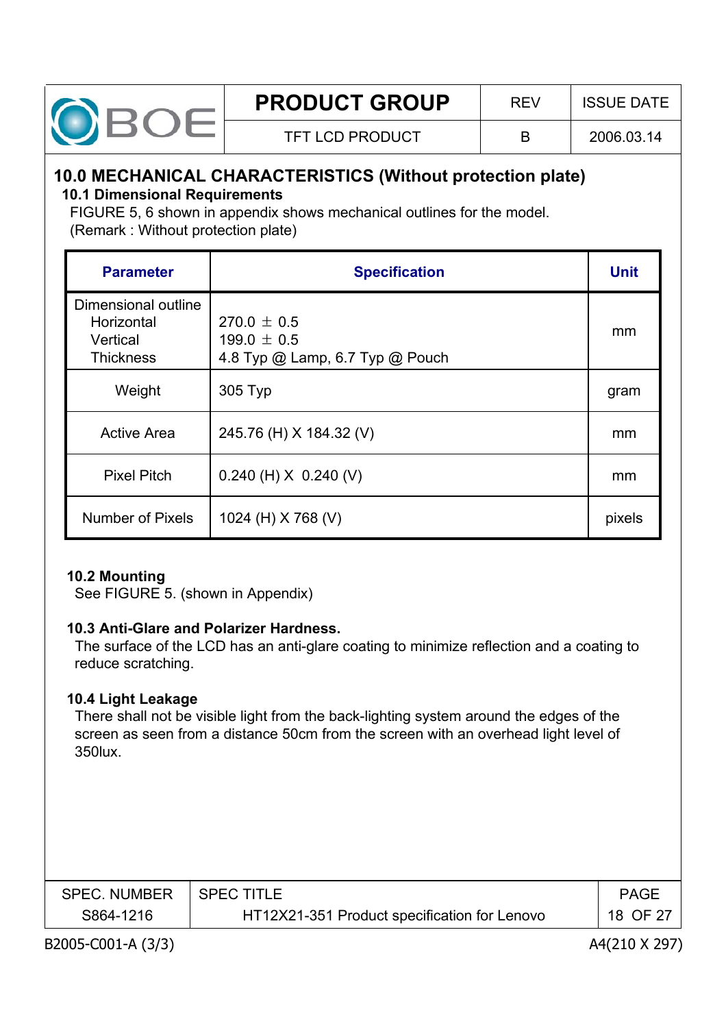## 10.0 MECHANICAL CHARACTERISTICS (Without protection plate)

### 10.1 Dimensional Requirements

FIGURE 5, 6 shown in appendix shows mechanical outlines for the model.
(Remark : Without protection plate)

| Parameter | Specification | Unit |
|---|---|---|
| Dimensional outline<br>Horizontal<br>Vertical<br>Thickness | <br>270.0 ± 0.5<br>199.0 ± 0.5<br>4.8 Typ @ Lamp, 6.7 Typ @ Pouch | mm |
| Weight | 305 Typ | gram |
| Active Area | 245.76 (H) X 184.32 (V) | mm |
| Pixel Pitch | 0.240 (H) X 0.240 (V) | mm |
| Number of Pixels | 1024 (H) X 768 (V) | pixels |

### 10.2 Mounting

See FIGURE 5. (shown in Appendix)

### 10.3 Anti-Glare and Polarizer Hardness.

The surface of the LCD has an anti-glare coating to minimize reflection and a coating to reduce scratching.

### 10.4 Light Leakage

There shall not be visible light from the back-lighting system around the edges of the screen as seen from a distance 50cm from the screen with an overhead light level of 350lux.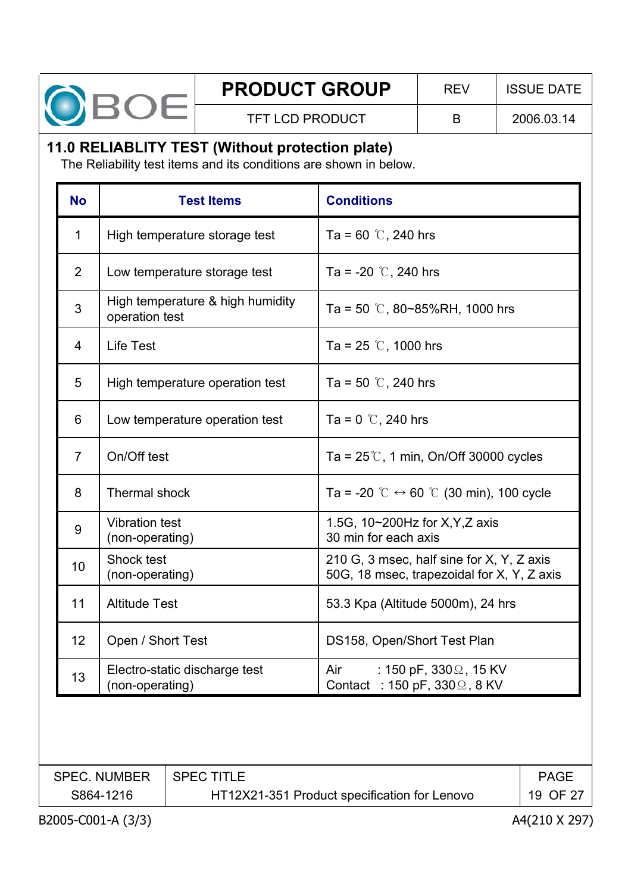## 11.0 RELIABLITY TEST (Without protection plate)

The Reliability test items and its conditions are shown in below.

| No | Test Items | Conditions |
|---|---|---|
| 1 | High temperature storage test | Ta = 60 ℃, 240 hrs |
| 2 | Low temperature storage test | Ta = -20 ℃, 240 hrs |
| 3 | High temperature & high humidity operation test | Ta = 50 ℃, 80~85%RH, 1000 hrs |
| 4 | Life Test | Ta = 25 ℃, 1000 hrs |
| 5 | High temperature operation test | Ta = 50 ℃, 240 hrs |
| 6 | Low temperature operation test | Ta = 0 ℃, 240 hrs |
| 7 | On/Off test | Ta = 25℃, 1 min, On/Off 30000 cycles |
| 8 | Thermal shock | Ta = -20 ℃ ↔ 60 ℃ (30 min), 100 cycle |
| 9 | Vibration test (non-operating) | 1.5G, 10~200Hz for X,Y,Z axis 30 min for each axis |
| 10 | Shock test (non-operating) | 210 G, 3 msec, half sine for X, Y, Z axis 50G, 18 msec, trapezoidal for X, Y, Z axis |
| 11 | Altitude Test | 53.3 Kpa (Altitude 5000m), 24 hrs |
| 12 | Open / Short Test | DS158, Open/Short Test Plan |
| 13 | Electro-static discharge test (non-operating) | Air : 150 pF, 330Ω, 15 KV Contact : 150 pF, 330Ω, 8 KV |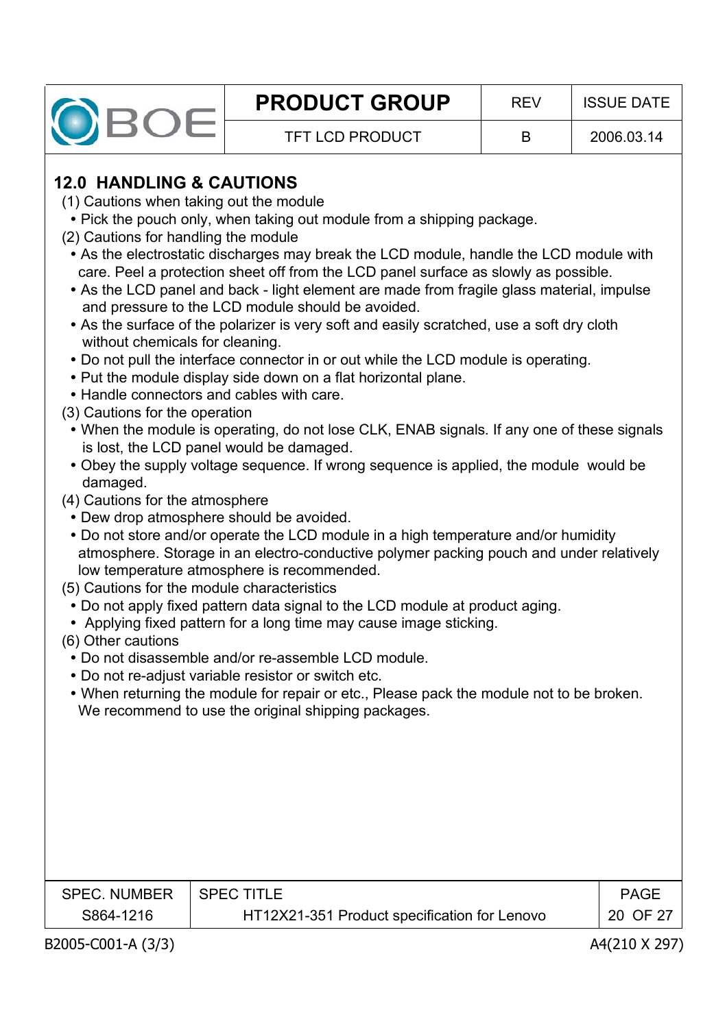## 12.0 HANDLING & CAUTIONS

(1) Cautions when taking out the module

- Pick the pouch only, when taking out module from a shipping package.

(2) Cautions for handling the module

- As the electrostatic discharges may break the LCD module, handle the LCD module with care. Peel a protection sheet off from the LCD panel surface as slowly as possible.
- As the LCD panel and back - light element are made from fragile glass material, impulse and pressure to the LCD module should be avoided.
- As the surface of the polarizer is very soft and easily scratched, use a soft dry cloth without chemicals for cleaning.
- Do not pull the interface connector in or out while the LCD module is operating.
- Put the module display side down on a flat horizontal plane.
- Handle connectors and cables with care.

(3) Cautions for the operation

- When the module is operating, do not lose CLK, ENAB signals. If any one of these signals is lost, the LCD panel would be damaged.
- Obey the supply voltage sequence. If wrong sequence is applied, the module would be damaged.

(4) Cautions for the atmosphere

- Dew drop atmosphere should be avoided.
- Do not store and/or operate the LCD module in a high temperature and/or humidity atmosphere. Storage in an electro-conductive polymer packing pouch and under relatively low temperature atmosphere is recommended.

(5) Cautions for the module characteristics

- Do not apply fixed pattern data signal to the LCD module at product aging.
- Applying fixed pattern for a long time may cause image sticking.

(6) Other cautions

- Do not disassemble and/or re-assemble LCD module.
- Do not re-adjust variable resistor or switch etc.
- When returning the module for repair or etc., Please pack the module not to be broken. We recommend to use the original shipping packages.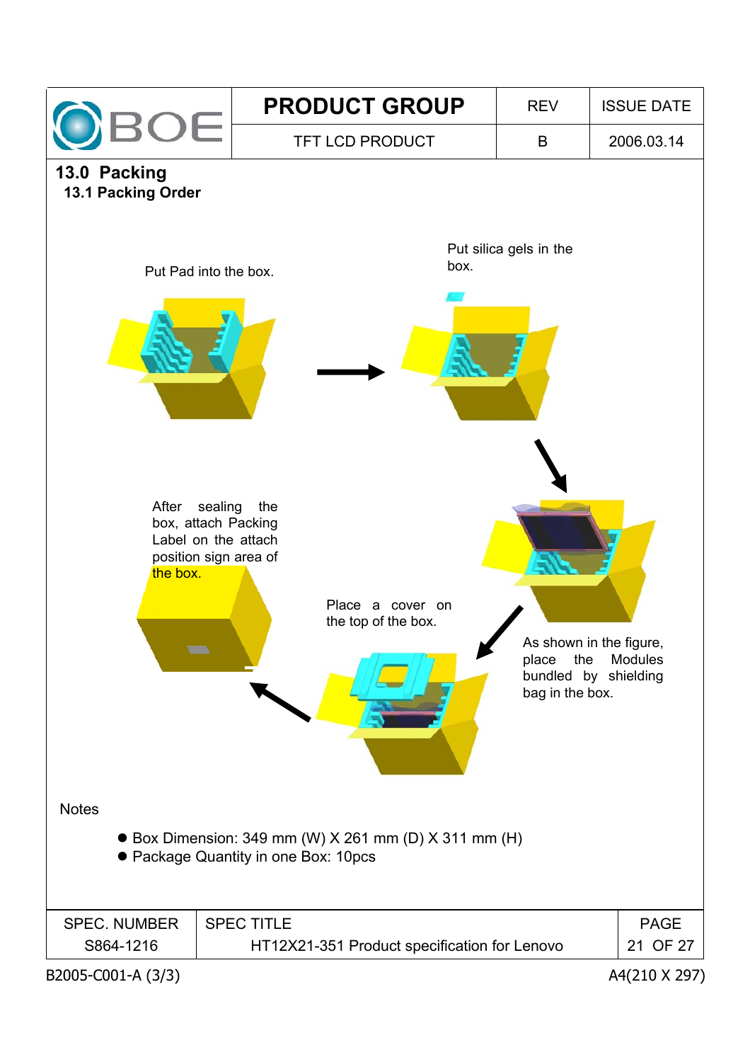## 13.0 Packing

### 13.1 Packing Order

Put Pad into the box.

Put silica gels in the box.

As shown in the figure, place the Modules bundled by shielding bag in the box.

Place a cover on the top of the box.

After sealing the box, attach Packing Label on the attach position sign area of the box.

Notes

- Box Dimension: 349 mm (W) X 261 mm (D) X 311 mm (H)
- Package Quantity in one Box: 10pcs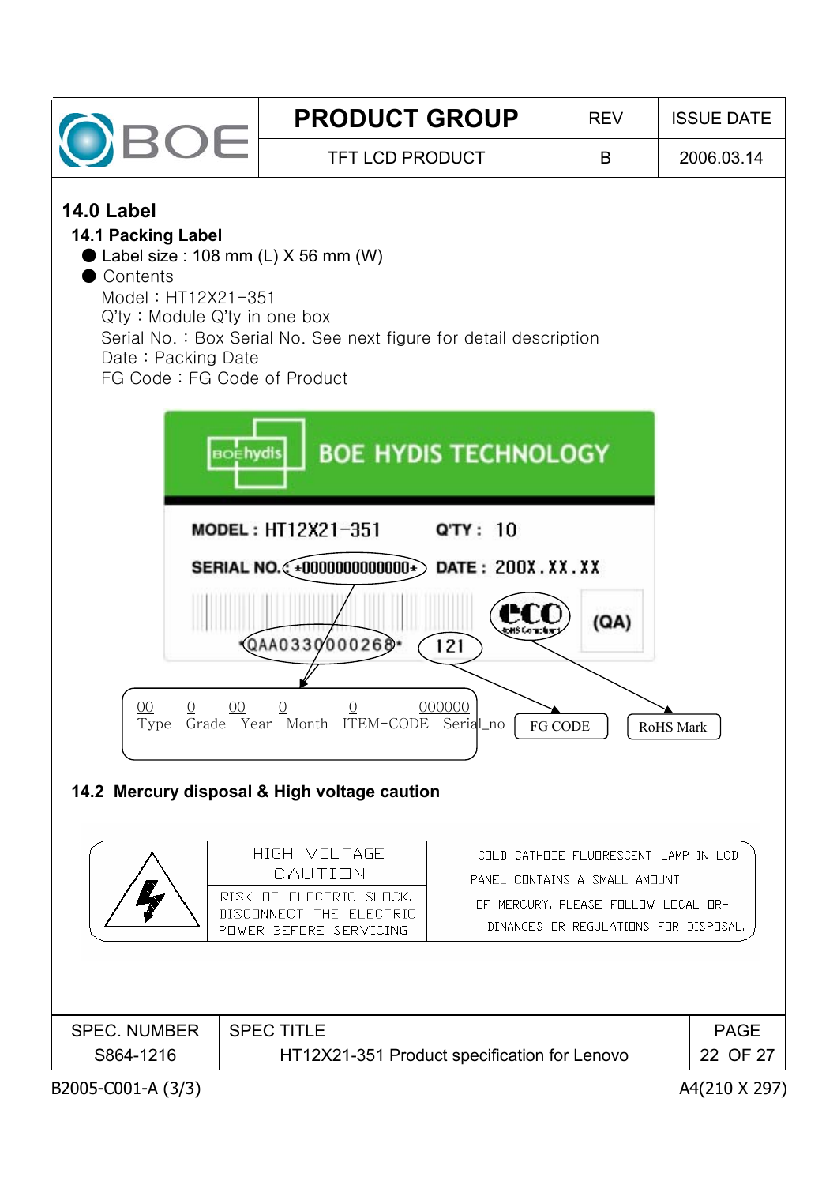## 14.0 Label

### 14.1 Packing Label

- Label size : 108 mm (L) X 56 mm (W)
- Contents

  Model : HT12X21-351
  Q'ty : Module Q'ty in one box
  Serial No. : Box Serial No. See next figure for detail description
  Date : Packing Date
  FG Code : FG Code of Product

BOE HYDIS TECHNOLOGY

MODEL : HT12X21-351    Q'TY : 10

SERIAL NO. *0000000000000*    DATE : 200X.XX.XX

*QAA0330000268*    121    eco    (QA)

| 00 | 0 | 00 | 0 | 0 | 000000 |
|---|---|---|---|---|---|
| Type | Grade | Year | Month | ITEM-CODE | Serial_no |

FG CODE    RoHS Mark

### 14.2 Mercury disposal & High voltage caution

| | HIGH VOLTAGE CAUTION | COLD CATHODE FLUORESCENT LAMP IN LCD PANEL CONTAINS A SMALL AMOUNT OF MERCURY. PLEASE FOLLOW LOCAL ORDINANCES OR REGULATIONS FOR DISPOSAL. |
|---|---|---|
| | RISK OF ELECTRIC SHOCK. DISCONNECT THE ELECTRIC POWER BEFORE SERVICING | |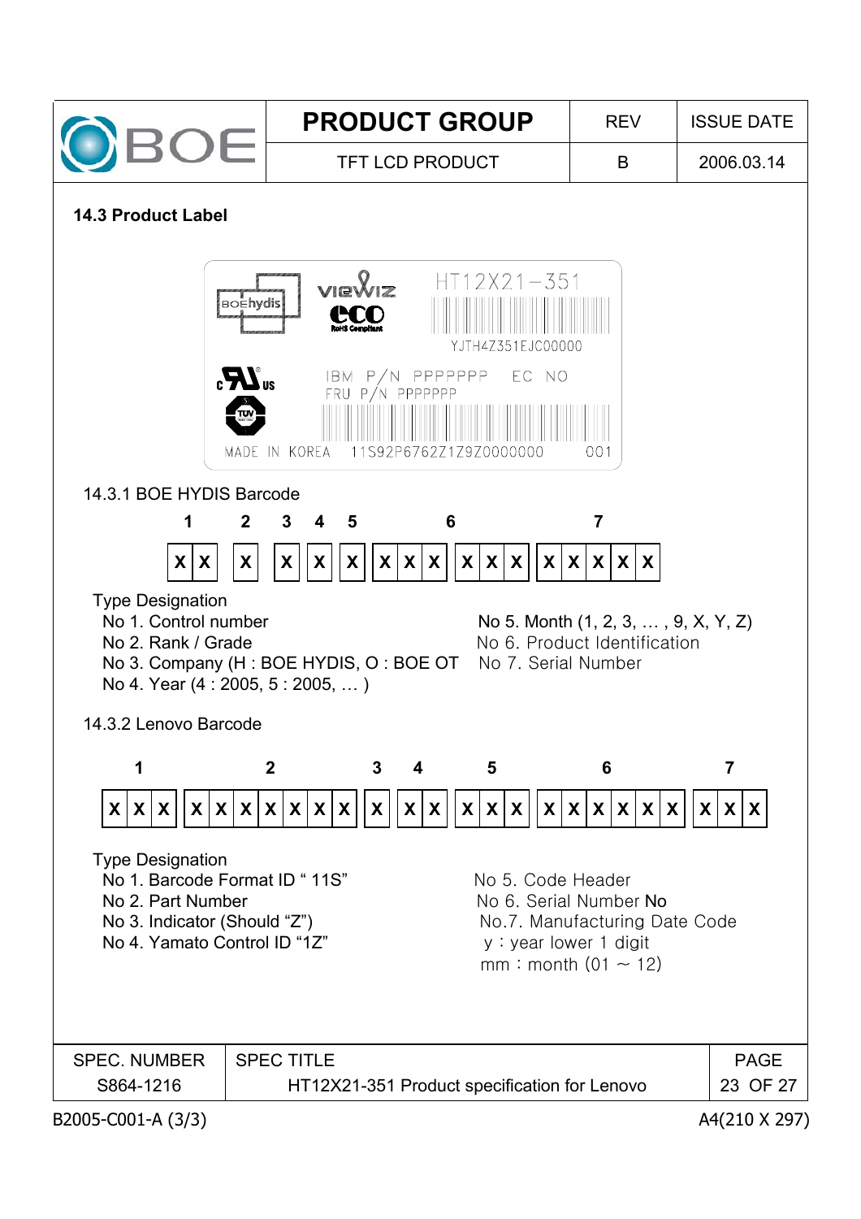## 14.3 Product Label

HT12X21−351

YJTH4Z351EJC00000

IBM P/N PPPPPPP EC NO

FRU P/N PPPPPPP

MADE IN KOREA 11S92P6762Z1Z9Z0000000 001

### 14.3.1 BOE HYDIS Barcode

| 1 | | 2 | 3 | 4 | 5 | 6 | | | | | | 7 | | | | |
|---|---|---|---|---|---|---|---|---|---|---|---|---|---|---|---|---|
| X | X | X | X | X | X | X | X | X | X | X | X | X | X | X | X | X |

Type Designation

No 1. Control number

No 2. Rank / Grade

No 3. Company (H : BOE HYDIS, O : BOE OT

No 4. Year (4 : 2005, 5 : 2005, … )

No 5. Month (1, 2, 3, … , 9, X, Y, Z)

No 6. Product Identification

No 7. Serial Number

### 14.3.2 Lenovo Barcode

| 1 | | | 2 | | | | | | | 3 | 4 | | 5 | | | 6 | | | | | | 7 | | |
|---|---|---|---|---|---|---|---|---|---|---|---|---|---|---|---|---|---|---|---|---|---|---|---|---|
| X | X | X | X | X | X | X | X | X | X | X | X | X | X | X | X | X | X | X | X | X | X | X | X | X |

Type Designation

No 1. Barcode Format ID " 11S"

No 2. Part Number

No 3. Indicator (Should "Z")

No 4. Yamato Control ID "1Z"

No 5. Code Header

No 6. Serial Number No

No.7. Manufacturing Date Code

y : year lower 1 digit

mm : month (01 ∼ 12)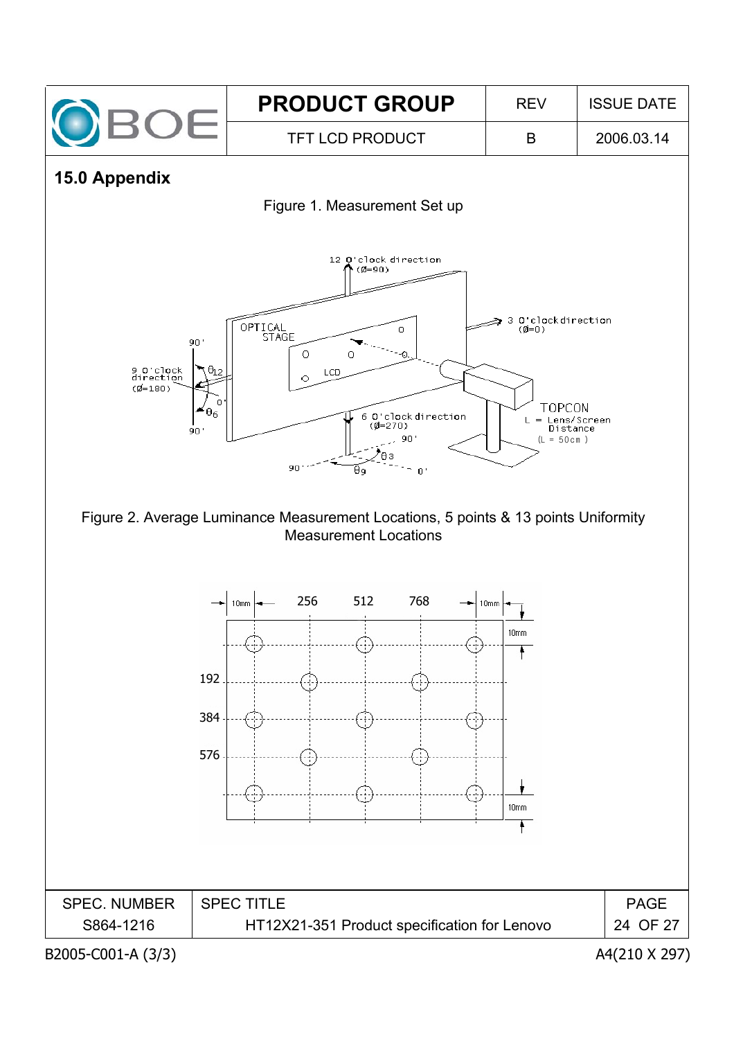## 15.0 Appendix

Figure 1. Measurement Set up

12 O'clock direction ($\emptyset$=90)

3 O'clock direction ($\emptyset$=0)

9 O'clock direction ($\emptyset$=180)

6 O'clock direction ($\emptyset$=270)

OPTICAL STAGE

LCD

TOPCON

L = Lens/Screen Distance (L = 50cm )

$\theta_{12}$, $\theta_6$, $\theta_3$, $\theta_9$

Figure 2. Average Luminance Measurement Locations, 5 points & 13 points Uniformity Measurement Locations

10mm, 256, 512, 768, 10mm

192, 384, 576

10mm, 10mm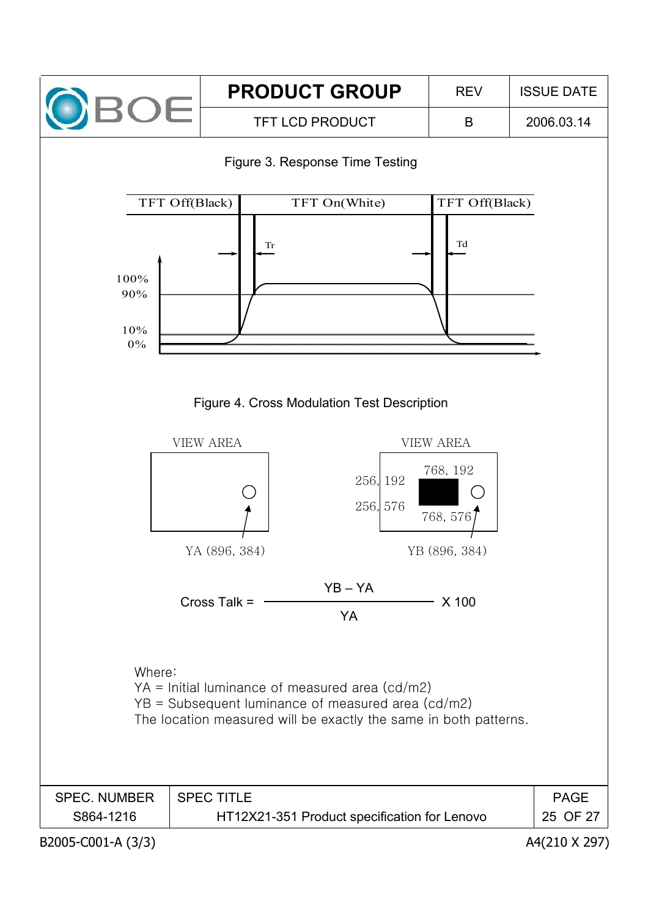Figure 3. Response Time Testing

Figure 4. Cross Modulation Test Description

$$\text{Cross Talk} = \frac{YB - YA}{YA} \times 100$$

Where:
YA = Initial luminance of measured area (cd/m2)
YB = Subsequent luminance of measured area (cd/m2)
The location measured will be exactly the same in both patterns.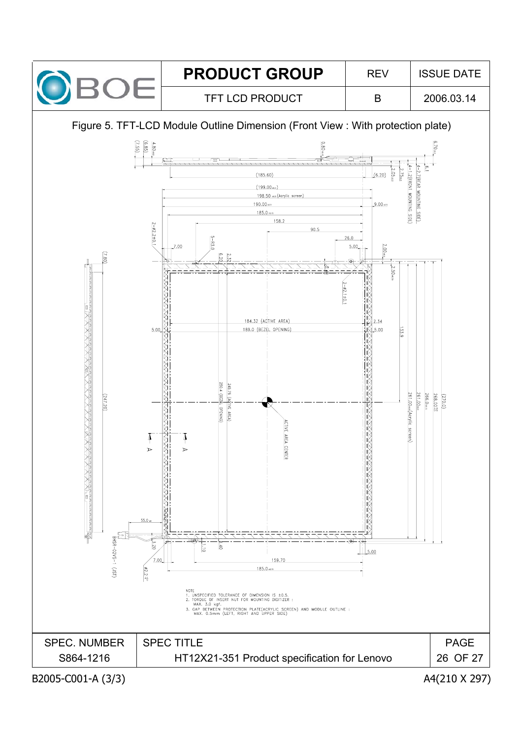| PRODUCT GROUP | REV | ISSUE DATE |
|---|---|---|
| TFT LCD PRODUCT | B | 2006.03.14 |

Figure 5. TFT-LCD Module Outline Dimension (Front View : With protection plate)

NOTE
1. UNSPECIFIED TOLERANCE OF DIMENSION IS ±0.5.
2. TORQUE OF INSERT NUT FOR MOUNTING DIGITIZER : MAX. 3.0 kgf.
3. GAP BETWEEN PROTECTION PLATE(ACRYLIC SCREEN) AND MODULE OUTLINE : MAX. 0.5mm (LEFT, RIGHT AND UPPER SIDE)

| SPEC. NUMBER | SPEC TITLE |
|---|---|
| S864-1216 | HT12X21-351 Product specification for Lenovo |

B2005-C001-A (3/3)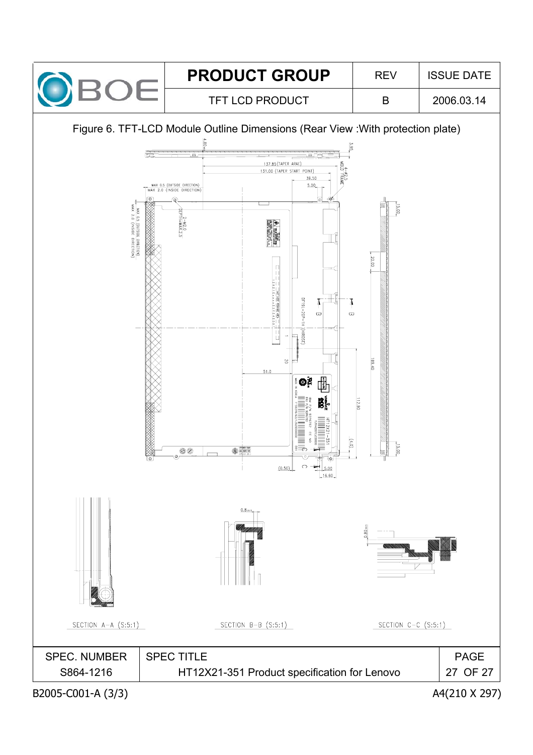Figure 6. TFT-LCD Module Outline Dimensions (Rear View :With protection plate)

4.80
3.95
137.85 (TAPER ARAE)
131.00 (TAPER START POINT)
39.50
5.00
MOLD FRAME
4-Φ2.5
MAX 0.5 (OUTSIDE DIRECTION)
MAX 2.0 (INSIDE DIRECTION)
MAX 0.5 (OUTSIDE DIRECTION)
MAX 2.0 (INSIDE DIRECTION)
2-M2.0
DEPTH=MAX2.5
DF19L-20P-1H (HIROSE)
B
B
15.00
20.00
189.40
112.90
(4.0)
15.00
51.0
20
1
HT12X21-351
(0.50)
C
C
5.00
16.60

0.8
0.80

SECTION A-A (S:5:1)

SECTION B-B (S:5:1)

SECTION C-C (S:5:1)